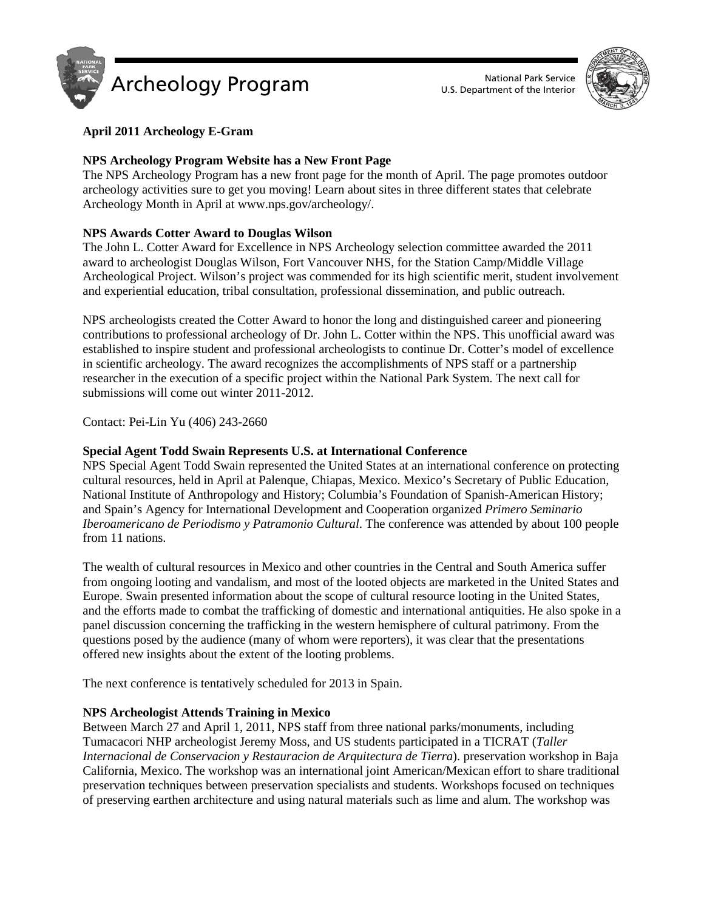# Archeology Program

National Park Service
U.S. Department of the Interior

**April 2011 Archeology E-Gram**

**NPS Archeology Program Website has a New Front Page**
The NPS Archeology Program has a new front page for the month of April. The page promotes outdoor archeology activities sure to get you moving! Learn about sites in three different states that celebrate Archeology Month in April at www.nps.gov/archeology/.

**NPS Awards Cotter Award to Douglas Wilson**
The John L. Cotter Award for Excellence in NPS Archeology selection committee awarded the 2011 award to archeologist Douglas Wilson, Fort Vancouver NHS, for the Station Camp/Middle Village Archeological Project. Wilson's project was commended for its high scientific merit, student involvement and experiential education, tribal consultation, professional dissemination, and public outreach.

NPS archeologists created the Cotter Award to honor the long and distinguished career and pioneering contributions to professional archeology of Dr. John L. Cotter within the NPS. This unofficial award was established to inspire student and professional archeologists to continue Dr. Cotter's model of excellence in scientific archeology. The award recognizes the accomplishments of NPS staff or a partnership researcher in the execution of a specific project within the National Park System. The next call for submissions will come out winter 2011-2012.

Contact: Pei-Lin Yu (406) 243-2660

**Special Agent Todd Swain Represents U.S. at International Conference**
NPS Special Agent Todd Swain represented the United States at an international conference on protecting cultural resources, held in April at Palenque, Chiapas, Mexico. Mexico's Secretary of Public Education, National Institute of Anthropology and History; Columbia's Foundation of Spanish-American History; and Spain's Agency for International Development and Cooperation organized *Primero Seminario Iberoamericano de Periodismo y Patramonio Cultural*. The conference was attended by about 100 people from 11 nations.

The wealth of cultural resources in Mexico and other countries in the Central and South America suffer from ongoing looting and vandalism, and most of the looted objects are marketed in the United States and Europe. Swain presented information about the scope of cultural resource looting in the United States, and the efforts made to combat the trafficking of domestic and international antiquities. He also spoke in a panel discussion concerning the trafficking in the western hemisphere of cultural patrimony. From the questions posed by the audience (many of whom were reporters), it was clear that the presentations offered new insights about the extent of the looting problems.

The next conference is tentatively scheduled for 2013 in Spain.

**NPS Archeologist Attends Training in Mexico**
Between March 27 and April 1, 2011, NPS staff from three national parks/monuments, including Tumacacori NHP archeologist Jeremy Moss, and US students participated in a TICRAT (*Taller Internacional de Conservacion y Restauracion de Arquitectura de Tierra*). preservation workshop in Baja California, Mexico. The workshop was an international joint American/Mexican effort to share traditional preservation techniques between preservation specialists and students. Workshops focused on techniques of preserving earthen architecture and using natural materials such as lime and alum. The workshop was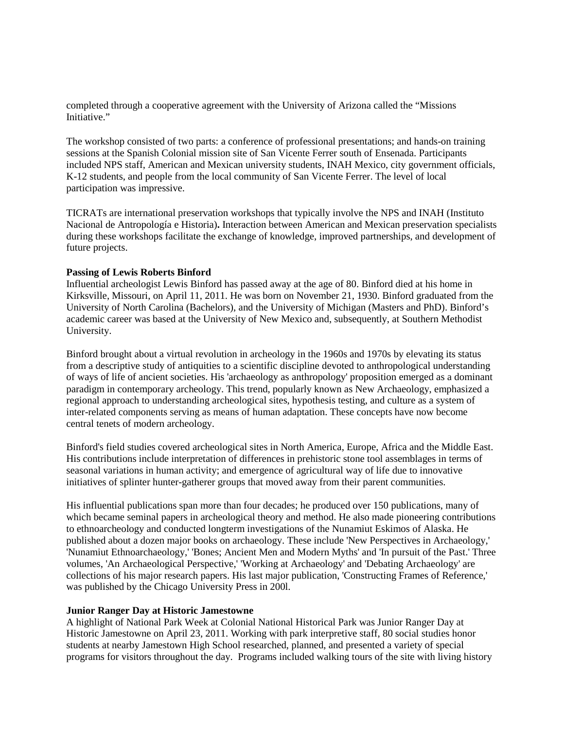completed through a cooperative agreement with the University of Arizona called the "Missions Initiative."

The workshop consisted of two parts: a conference of professional presentations; and hands-on training sessions at the Spanish Colonial mission site of San Vicente Ferrer south of Ensenada. Participants included NPS staff, American and Mexican university students, INAH Mexico, city government officials, K-12 students, and people from the local community of San Vicente Ferrer. The level of local participation was impressive.

TICRATs are international preservation workshops that typically involve the NPS and INAH (Instituto Nacional de Antropología e Historia)**.** Interaction between American and Mexican preservation specialists during these workshops facilitate the exchange of knowledge, improved partnerships, and development of future projects.

**Passing of Lewis Roberts Binford**

Influential archeologist Lewis Binford has passed away at the age of 80. Binford died at his home in Kirksville, Missouri, on April 11, 2011. He was born on November 21, 1930. Binford graduated from the University of North Carolina (Bachelors), and the University of Michigan (Masters and PhD). Binford's academic career was based at the University of New Mexico and, subsequently, at Southern Methodist University.

Binford brought about a virtual revolution in archeology in the 1960s and 1970s by elevating its status from a descriptive study of antiquities to a scientific discipline devoted to anthropological understanding of ways of life of ancient societies. His 'archaeology as anthropology' proposition emerged as a dominant paradigm in contemporary archeology. This trend, popularly known as New Archaeology, emphasized a regional approach to understanding archeological sites, hypothesis testing, and culture as a system of inter-related components serving as means of human adaptation. These concepts have now become central tenets of modern archeology.

Binford's field studies covered archeological sites in North America, Europe, Africa and the Middle East. His contributions include interpretation of differences in prehistoric stone tool assemblages in terms of seasonal variations in human activity; and emergence of agricultural way of life due to innovative initiatives of splinter hunter-gatherer groups that moved away from their parent communities.

His influential publications span more than four decades; he produced over 150 publications, many of which became seminal papers in archeological theory and method. He also made pioneering contributions to ethnoarcheology and conducted longterm investigations of the Nunamiut Eskimos of Alaska. He published about a dozen major books on archaeology. These include 'New Perspectives in Archaeology,' 'Nunamiut Ethnoarchaeology,' 'Bones; Ancient Men and Modern Myths' and 'In pursuit of the Past.' Three volumes, 'An Archaeological Perspective,' 'Working at Archaeology' and 'Debating Archaeology' are collections of his major research papers. His last major publication, 'Constructing Frames of Reference,' was published by the Chicago University Press in 200l.

**Junior Ranger Day at Historic Jamestowne**

A highlight of National Park Week at Colonial National Historical Park was Junior Ranger Day at Historic Jamestowne on April 23, 2011. Working with park interpretive staff, 80 social studies honor students at nearby Jamestown High School researched, planned, and presented a variety of special programs for visitors throughout the day. Programs included walking tours of the site with living history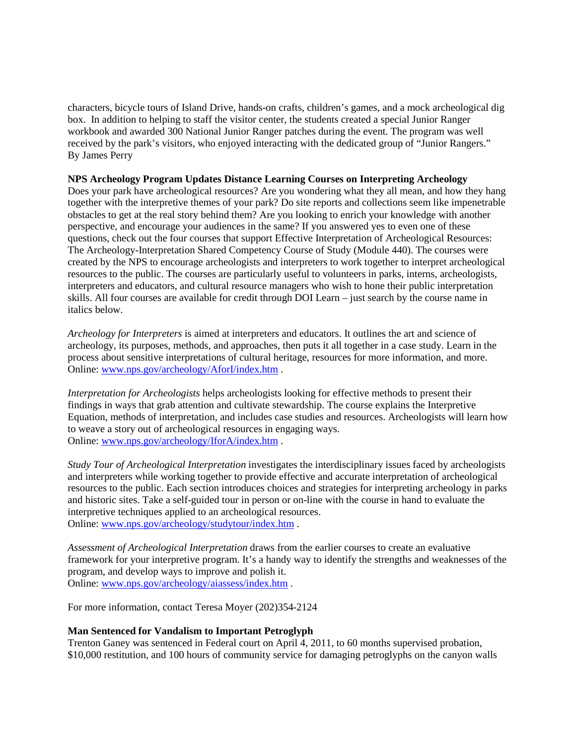characters, bicycle tours of Island Drive, hands-on crafts, children's games, and a mock archeological dig box. In addition to helping to staff the visitor center, the students created a special Junior Ranger workbook and awarded 300 National Junior Ranger patches during the event. The program was well received by the park's visitors, who enjoyed interacting with the dedicated group of "Junior Rangers." By James Perry

**NPS Archeology Program Updates Distance Learning Courses on Interpreting Archeology**

Does your park have archeological resources? Are you wondering what they all mean, and how they hang together with the interpretive themes of your park? Do site reports and collections seem like impenetrable obstacles to get at the real story behind them? Are you looking to enrich your knowledge with another perspective, and encourage your audiences in the same? If you answered yes to even one of these questions, check out the four courses that support Effective Interpretation of Archeological Resources: The Archeology-Interpretation Shared Competency Course of Study (Module 440). The courses were created by the NPS to encourage archeologists and interpreters to work together to interpret archeological resources to the public. The courses are particularly useful to volunteers in parks, interns, archeologists, interpreters and educators, and cultural resource managers who wish to hone their public interpretation skills. All four courses are available for credit through DOI Learn – just search by the course name in italics below.

*Archeology for Interpreters* is aimed at interpreters and educators. It outlines the art and science of archeology, its purposes, methods, and approaches, then puts it all together in a case study. Learn in the process about sensitive interpretations of cultural heritage, resources for more information, and more. Online: [www.nps.gov/archeology/AforI/index.htm](www.nps.gov/archeology/AforI/index.htm) .

*Interpretation for Archeologists* helps archeologists looking for effective methods to present their findings in ways that grab attention and cultivate stewardship. The course explains the Interpretive Equation, methods of interpretation, and includes case studies and resources. Archeologists will learn how to weave a story out of archeological resources in engaging ways.
Online: [www.nps.gov/archeology/IforA/index.htm](www.nps.gov/archeology/IforA/index.htm) .

*Study Tour of Archeological Interpretation* investigates the interdisciplinary issues faced by archeologists and interpreters while working together to provide effective and accurate interpretation of archeological resources to the public. Each section introduces choices and strategies for interpreting archeology in parks and historic sites. Take a self-guided tour in person or on-line with the course in hand to evaluate the interpretive techniques applied to an archeological resources.
Online: [www.nps.gov/archeology/studytour/index.htm](www.nps.gov/archeology/studytour/index.htm) .

*Assessment of Archeological Interpretation* draws from the earlier courses to create an evaluative framework for your interpretive program. It's a handy way to identify the strengths and weaknesses of the program, and develop ways to improve and polish it.
Online: [www.nps.gov/archeology/aiassess/index.htm](www.nps.gov/archeology/aiassess/index.htm) .

For more information, contact Teresa Moyer (202)354-2124

**Man Sentenced for Vandalism to Important Petroglyph**

Trenton Ganey was sentenced in Federal court on April 4, 2011, to 60 months supervised probation, $10,000 restitution, and 100 hours of community service for damaging petroglyphs on the canyon walls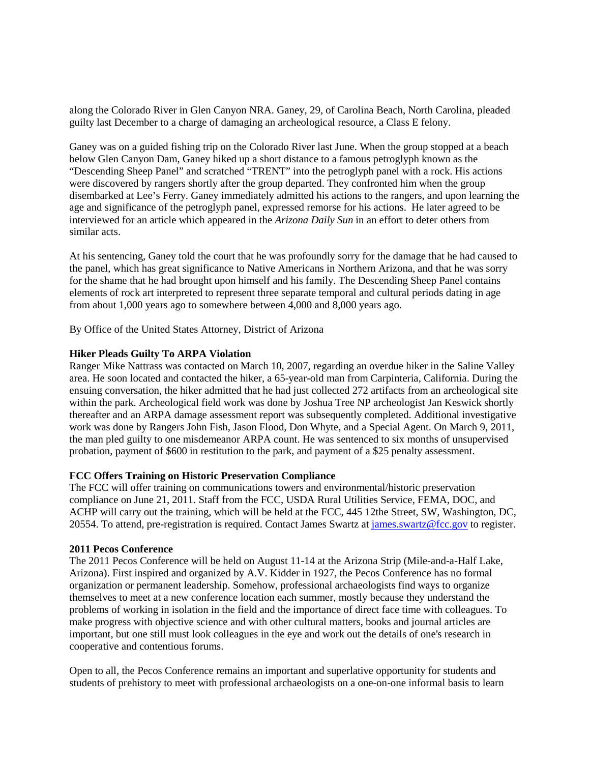along the Colorado River in Glen Canyon NRA. Ganey, 29, of Carolina Beach, North Carolina, pleaded guilty last December to a charge of damaging an archeological resource, a Class E felony.

Ganey was on a guided fishing trip on the Colorado River last June. When the group stopped at a beach below Glen Canyon Dam, Ganey hiked up a short distance to a famous petroglyph known as the "Descending Sheep Panel" and scratched "TRENT" into the petroglyph panel with a rock. His actions were discovered by rangers shortly after the group departed. They confronted him when the group disembarked at Lee's Ferry. Ganey immediately admitted his actions to the rangers, and upon learning the age and significance of the petroglyph panel, expressed remorse for his actions. He later agreed to be interviewed for an article which appeared in the *Arizona Daily Sun* in an effort to deter others from similar acts.

At his sentencing, Ganey told the court that he was profoundly sorry for the damage that he had caused to the panel, which has great significance to Native Americans in Northern Arizona, and that he was sorry for the shame that he had brought upon himself and his family. The Descending Sheep Panel contains elements of rock art interpreted to represent three separate temporal and cultural periods dating in age from about 1,000 years ago to somewhere between 4,000 and 8,000 years ago.

By Office of the United States Attorney, District of Arizona

**Hiker Pleads Guilty To ARPA Violation**

Ranger Mike Nattrass was contacted on March 10, 2007, regarding an overdue hiker in the Saline Valley area. He soon located and contacted the hiker, a 65-year-old man from Carpinteria, California. During the ensuing conversation, the hiker admitted that he had just collected 272 artifacts from an archeological site within the park. Archeological field work was done by Joshua Tree NP archeologist Jan Keswick shortly thereafter and an ARPA damage assessment report was subsequently completed. Additional investigative work was done by Rangers John Fish, Jason Flood, Don Whyte, and a Special Agent. On March 9, 2011, the man pled guilty to one misdemeanor ARPA count. He was sentenced to six months of unsupervised probation, payment of $600 in restitution to the park, and payment of a $25 penalty assessment.

**FCC Offers Training on Historic Preservation Compliance**

The FCC will offer training on communications towers and environmental/historic preservation compliance on June 21, 2011. Staff from the FCC, USDA Rural Utilities Service, FEMA, DOC, and ACHP will carry out the training, which will be held at the FCC, 445 12the Street, SW, Washington, DC, 20554. To attend, pre-registration is required. Contact James Swartz at [james.swartz@fcc.gov](mailto:james.swartz@fcc.gov) to register.

**2011 Pecos Conference**

The 2011 Pecos Conference will be held on August 11-14 at the Arizona Strip (Mile-and-a-Half Lake, Arizona). First inspired and organized by A.V. Kidder in 1927, the Pecos Conference has no formal organization or permanent leadership. Somehow, professional archaeologists find ways to organize themselves to meet at a new conference location each summer, mostly because they understand the problems of working in isolation in the field and the importance of direct face time with colleagues. To make progress with objective science and with other cultural matters, books and journal articles are important, but one still must look colleagues in the eye and work out the details of one's research in cooperative and contentious forums.

Open to all, the Pecos Conference remains an important and superlative opportunity for students and students of prehistory to meet with professional archaeologists on a one-on-one informal basis to learn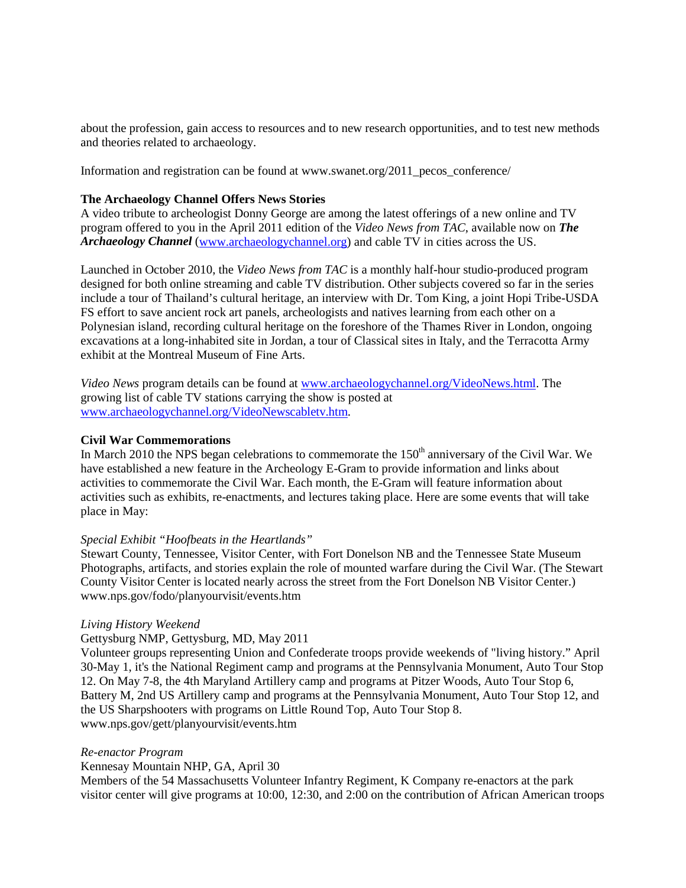about the profession, gain access to resources and to new research opportunities, and to test new methods and theories related to archaeology.

Information and registration can be found at www.swanet.org/2011_pecos_conference/

**The Archaeology Channel Offers News Stories**

A video tribute to archeologist Donny George are among the latest offerings of a new online and TV program offered to you in the April 2011 edition of the *Video News from TAC*, available now on ***The Archaeology Channel*** (www.archaeologychannel.org) and cable TV in cities across the US.

Launched in October 2010, the *Video News from TAC* is a monthly half-hour studio-produced program designed for both online streaming and cable TV distribution. Other subjects covered so far in the series include a tour of Thailand's cultural heritage, an interview with Dr. Tom King, a joint Hopi Tribe-USDA FS effort to save ancient rock art panels, archeologists and natives learning from each other on a Polynesian island, recording cultural heritage on the foreshore of the Thames River in London, ongoing excavations at a long-inhabited site in Jordan, a tour of Classical sites in Italy, and the Terracotta Army exhibit at the Montreal Museum of Fine Arts.

*Video News* program details can be found at www.archaeologychannel.org/VideoNews.html. The growing list of cable TV stations carrying the show is posted at www.archaeologychannel.org/VideoNewscabletv.htm.

**Civil War Commemorations**

In March 2010 the NPS began celebrations to commemorate the 150th anniversary of the Civil War. We have established a new feature in the Archeology E-Gram to provide information and links about activities to commemorate the Civil War. Each month, the E-Gram will feature information about activities such as exhibits, re-enactments, and lectures taking place. Here are some events that will take place in May:

*Special Exhibit "Hoofbeats in the Heartlands"*

Stewart County, Tennessee, Visitor Center, with Fort Donelson NB and the Tennessee State Museum

Photographs, artifacts, and stories explain the role of mounted warfare during the Civil War. (The Stewart County Visitor Center is located nearly across the street from the Fort Donelson NB Visitor Center.)

www.nps.gov/fodo/planyourvisit/events.htm

*Living History Weekend*

Gettysburg NMP, Gettysburg, MD, May 2011

Volunteer groups representing Union and Confederate troops provide weekends of "living history." April 30-May 1, it's the National Regiment camp and programs at the Pennsylvania Monument, Auto Tour Stop 12. On May 7-8, the 4th Maryland Artillery camp and programs at Pitzer Woods, Auto Tour Stop 6, Battery M, 2nd US Artillery camp and programs at the Pennsylvania Monument, Auto Tour Stop 12, and the US Sharpshooters with programs on Little Round Top, Auto Tour Stop 8.

www.nps.gov/gett/planyourvisit/events.htm

*Re-enactor Program*

Kennesay Mountain NHP, GA, April 30

Members of the 54 Massachusetts Volunteer Infantry Regiment, K Company re-enactors at the park visitor center will give programs at 10:00, 12:30, and 2:00 on the contribution of African American troops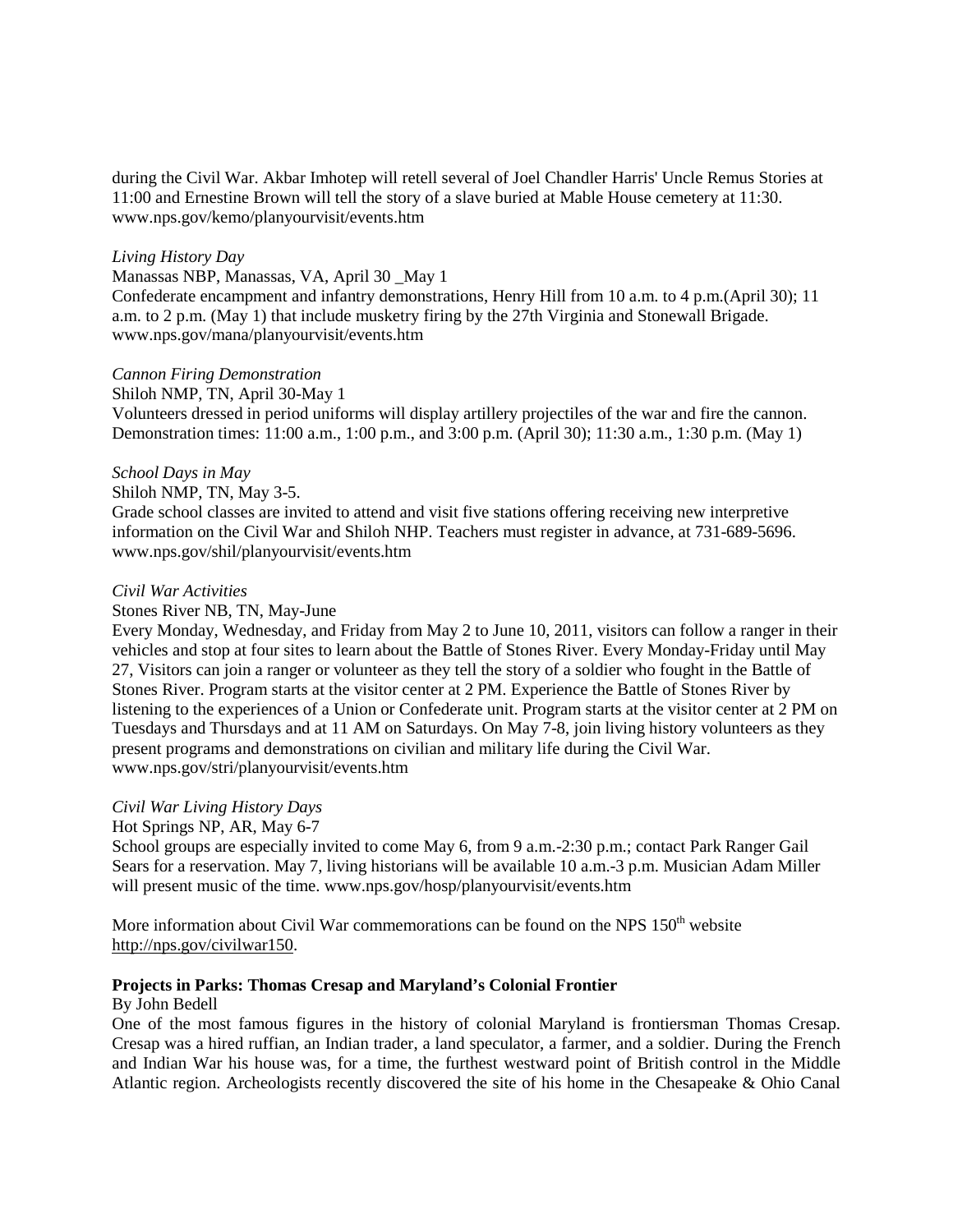during the Civil War. Akbar Imhotep will retell several of Joel Chandler Harris' Uncle Remus Stories at 11:00 and Ernestine Brown will tell the story of a slave buried at Mable House cemetery at 11:30. www.nps.gov/kemo/planyourvisit/events.htm

*Living History Day*

Manassas NBP, Manassas, VA, April 30 _May 1

Confederate encampment and infantry demonstrations, Henry Hill from 10 a.m. to 4 p.m.(April 30); 11 a.m. to 2 p.m. (May 1) that include musketry firing by the 27th Virginia and Stonewall Brigade. www.nps.gov/mana/planyourvisit/events.htm

*Cannon Firing Demonstration*

Shiloh NMP, TN, April 30-May 1

Volunteers dressed in period uniforms will display artillery projectiles of the war and fire the cannon. Demonstration times: 11:00 a.m., 1:00 p.m., and 3:00 p.m. (April 30); 11:30 a.m., 1:30 p.m. (May 1)

*School Days in May*

Shiloh NMP, TN, May 3-5.

Grade school classes are invited to attend and visit five stations offering receiving new interpretive information on the Civil War and Shiloh NHP. Teachers must register in advance, at 731-689-5696. www.nps.gov/shil/planyourvisit/events.htm

*Civil War Activities*

Stones River NB, TN, May-June

Every Monday, Wednesday, and Friday from May 2 to June 10, 2011, visitors can follow a ranger in their vehicles and stop at four sites to learn about the Battle of Stones River. Every Monday-Friday until May 27, Visitors can join a ranger or volunteer as they tell the story of a soldier who fought in the Battle of Stones River. Program starts at the visitor center at 2 PM. Experience the Battle of Stones River by listening to the experiences of a Union or Confederate unit. Program starts at the visitor center at 2 PM on Tuesdays and Thursdays and at 11 AM on Saturdays. On May 7-8, join living history volunteers as they present programs and demonstrations on civilian and military life during the Civil War. www.nps.gov/stri/planyourvisit/events.htm

*Civil War Living History Days*

Hot Springs NP, AR, May 6-7

School groups are especially invited to come May 6, from 9 a.m.-2:30 p.m.; contact Park Ranger Gail Sears for a reservation. May 7, living historians will be available 10 a.m.-3 p.m. Musician Adam Miller will present music of the time. www.nps.gov/hosp/planyourvisit/events.htm

More information about Civil War commemorations can be found on the NPS 150th website http://nps.gov/civilwar150.

**Projects in Parks: Thomas Cresap and Maryland's Colonial Frontier**

By John Bedell

One of the most famous figures in the history of colonial Maryland is frontiersman Thomas Cresap. Cresap was a hired ruffian, an Indian trader, a land speculator, a farmer, and a soldier. During the French and Indian War his house was, for a time, the furthest westward point of British control in the Middle Atlantic region. Archeologists recently discovered the site of his home in the Chesapeake & Ohio Canal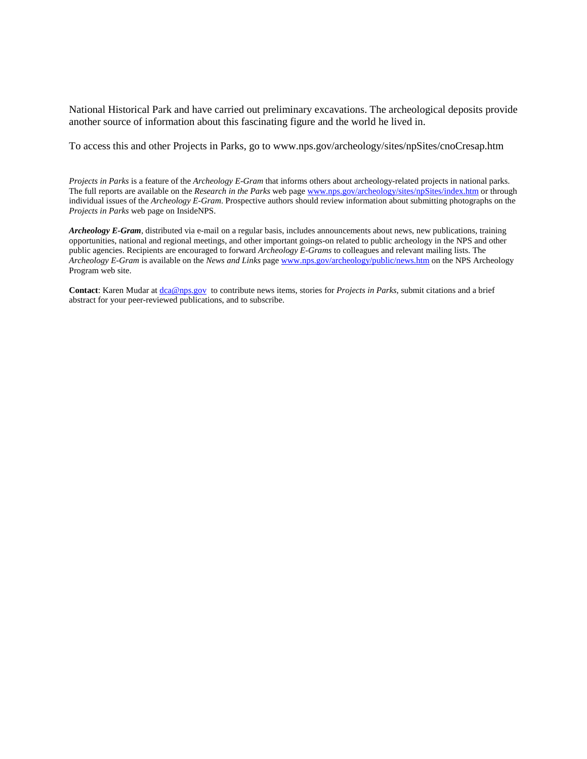National Historical Park and have carried out preliminary excavations. The archeological deposits provide another source of information about this fascinating figure and the world he lived in.

To access this and other Projects in Parks, go to www.nps.gov/archeology/sites/npSites/cnoCresap.htm

*Projects in Parks* is a feature of the *Archeology E-Gram* that informs others about archeology-related projects in national parks. The full reports are available on the *Research in the Parks* web page www.nps.gov/archeology/sites/npSites/index.htm or through individual issues of the *Archeology E-Gram*. Prospective authors should review information about submitting photographs on the *Projects in Parks* web page on InsideNPS.

***Archeology E-Gram***, distributed via e-mail on a regular basis, includes announcements about news, new publications, training opportunities, national and regional meetings, and other important goings-on related to public archeology in the NPS and other public agencies. Recipients are encouraged to forward *Archeology E-Grams* to colleagues and relevant mailing lists. The *Archeology E-Gram* is available on the *News and Links* page www.nps.gov/archeology/public/news.htm on the NPS Archeology Program web site.

**Contact**: Karen Mudar at dca@nps.gov to contribute news items, stories for *Projects in Parks*, submit citations and a brief abstract for your peer-reviewed publications, and to subscribe.